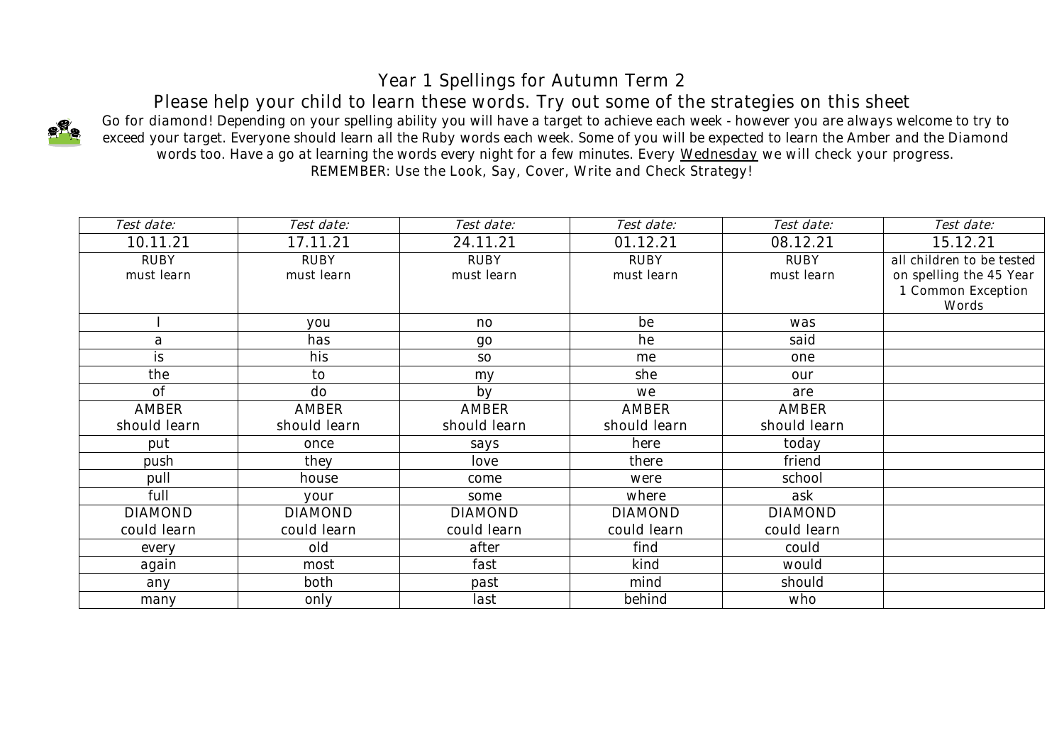# Year 1 Spellings for Autumn Term 2

## Please help your child to learn these words. Try out some of the strategies on this sheet

Go for diamond! Depending on your spelling ability you will have a target to achieve each week - however you are always welcome to try to exceed your target. Everyone should learn all the Ruby words each week. Some of you will be expected to learn the Amber and the Diamond words too. Have a go at learning the words every night for a few minutes. Every Wednesday we will check your progress.

REMEMBER: Use the Look, Say, Cover, Write and Check Strategy!

| *Test date:* | *Test date:* | *Test date:* | *Test date:* | *Test date:* | *Test date:* |
|---|---|---|---|---|---|
| 10.11.21 | 17.11.21 | 24.11.21 | 01.12.21 | 08.12.21 | 15.12.21 |
| RUBY must learn | RUBY must learn | RUBY must learn | RUBY must learn | RUBY must learn | all children to be tested on spelling the 45 Year 1 Common Exception Words |
| I | you | no | be | was | |
| a | has | go | he | said | |
| is | his | so | me | one | |
| the | to | my | she | our | |
| of | do | by | we | are | |
| AMBER should learn | AMBER should learn | AMBER should learn | AMBER should learn | AMBER should learn | |
| put | once | says | here | today | |
| push | they | love | there | friend | |
| pull | house | come | were | school | |
| full | your | some | where | ask | |
| DIAMOND could learn | DIAMOND could learn | DIAMOND could learn | DIAMOND could learn | DIAMOND could learn | |
| every | old | after | find | could | |
| again | most | fast | kind | would | |
| any | both | past | mind | should | |
| many | only | last | behind | who | |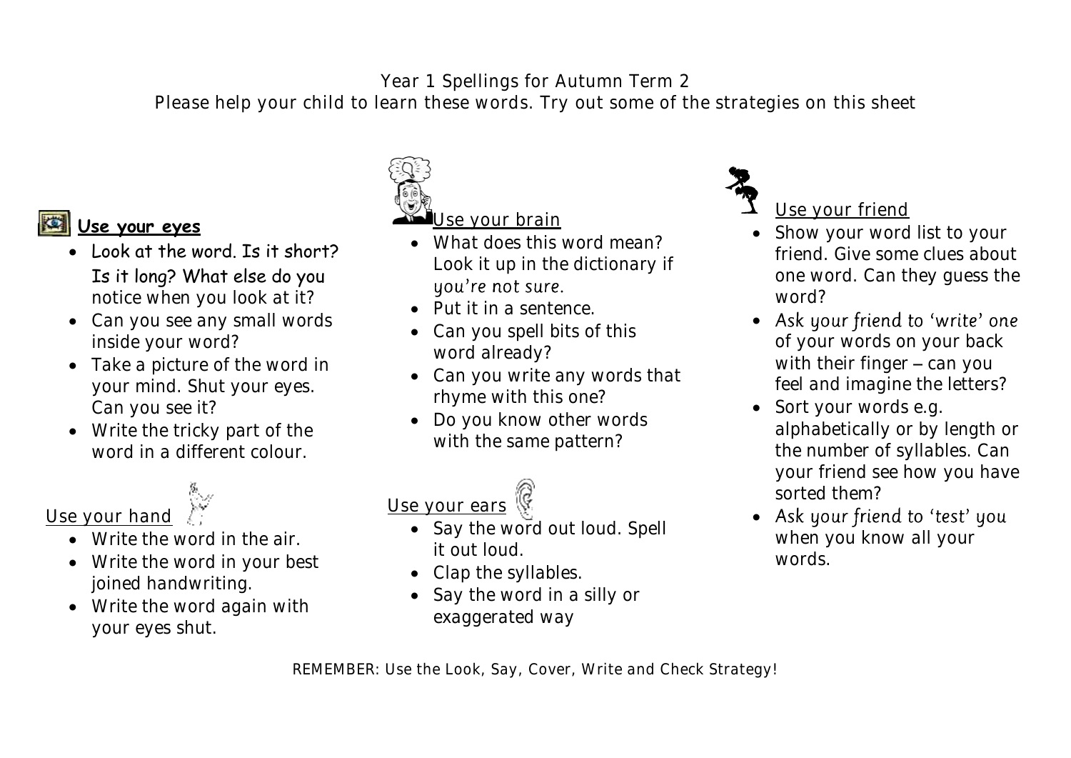Year 1 Spellings for Autumn Term 2

Please help your child to learn these words. Try out some of the strategies on this sheet

**Use your eyes**

- Look at the word. Is it short? Is it long? What else do you notice when you look at it?
- Can you see any small words inside your word?
- Take a picture of the word in your mind. Shut your eyes. Can you see it?
- Write the tricky part of the word in a different colour.

Use your hand

- Write the word in the air.
- Write the word in your best joined handwriting.
- Write the word again with your eyes shut.

Use your brain

- What does this word mean? Look it up in the dictionary if you're not sure.
- Put it in a sentence.
- Can you spell bits of this word already?
- Can you write any words that rhyme with this one?
- Do you know other words with the same pattern?

Use your ears

- Say the word out loud. Spell it out loud.
- Clap the syllables.
- Say the word in a silly or exaggerated way

Use your friend

- Show your word list to your friend. Give some clues about one word. Can they guess the word?
- Ask your friend to 'write' one of your words on your back with their finger – can you feel and imagine the letters?
- Sort your words e.g. alphabetically or by length or the number of syllables. Can your friend see how you have sorted them?
- Ask your friend to 'test' you when you know all your words.

REMEMBER: Use the Look, Say, Cover, Write and Check Strategy!